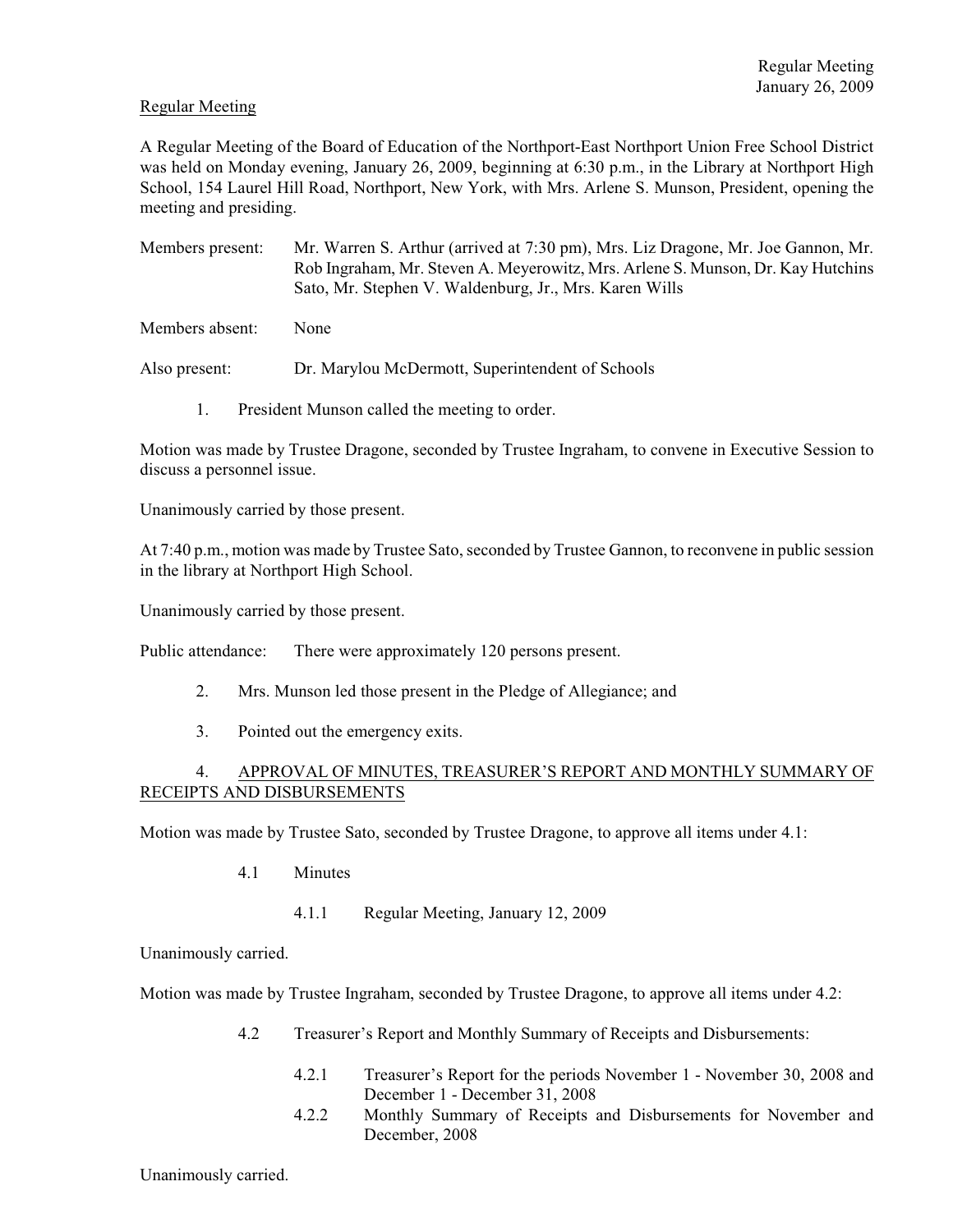Regular Meeting

A Regular Meeting of the Board of Education of the Northport-East Northport Union Free School District was held on Monday evening, January 26, 2009, beginning at 6:30 p.m., in the Library at Northport High School, 154 Laurel Hill Road, Northport, New York, with Mrs. Arlene S. Munson, President, opening the meeting and presiding.

Members present: Mr. Warren S. Arthur (arrived at 7:30 pm), Mrs. Liz Dragone, Mr. Joe Gannon, Mr. Rob Ingraham, Mr. Steven A. Meyerowitz, Mrs. Arlene S. Munson, Dr. Kay Hutchins Sato, Mr. Stephen V. Waldenburg, Jr., Mrs. Karen Wills

Members absent: None

Also present: Dr. Marylou McDermott, Superintendent of Schools

1. President Munson called the meeting to order.

Motion was made by Trustee Dragone, seconded by Trustee Ingraham, to convene in Executive Session to discuss a personnel issue.

Unanimously carried by those present.

At 7:40 p.m., motion was made by Trustee Sato, seconded by Trustee Gannon, to reconvene in public session in the library at Northport High School.

Unanimously carried by those present.

Public attendance: There were approximately 120 persons present.

2. Mrs. Munson led those present in the Pledge of Allegiance; and

3. Pointed out the emergency exits.

4. APPROVAL OF MINUTES, TREASURER'S REPORT AND MONTHLY SUMMARY OF RECEIPTS AND DISBURSEMENTS

Motion was made by Trustee Sato, seconded by Trustee Dragone, to approve all items under 4.1:

4.1 Minutes

4.1.1 Regular Meeting, January 12, 2009

Unanimously carried.

Motion was made by Trustee Ingraham, seconded by Trustee Dragone, to approve all items under 4.2:

4.2 Treasurer's Report and Monthly Summary of Receipts and Disbursements:

4.2.1 Treasurer's Report for the periods November 1 - November 30, 2008 and December 1 - December 31, 2008

4.2.2 Monthly Summary of Receipts and Disbursements for November and December, 2008

Unanimously carried.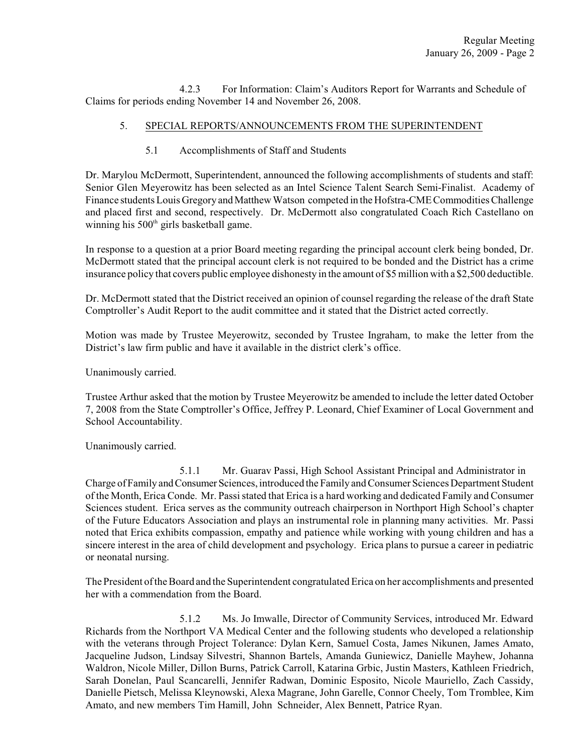4.2.3 For Information: Claim's Auditors Report for Warrants and Schedule of Claims for periods ending November 14 and November 26, 2008.

5. SPECIAL REPORTS/ANNOUNCEMENTS FROM THE SUPERINTENDENT

5.1 Accomplishments of Staff and Students

Dr. Marylou McDermott, Superintendent, announced the following accomplishments of students and staff: Senior Glen Meyerowitz has been selected as an Intel Science Talent Search Semi-Finalist. Academy of Finance students Louis Gregory and Matthew Watson competed in the Hofstra-CME Commodities Challenge and placed first and second, respectively. Dr. McDermott also congratulated Coach Rich Castellano on winning his 500th girls basketball game.

In response to a question at a prior Board meeting regarding the principal account clerk being bonded, Dr. McDermott stated that the principal account clerk is not required to be bonded and the District has a crime insurance policy that covers public employee dishonesty in the amount of $5 million with a $2,500 deductible.

Dr. McDermott stated that the District received an opinion of counsel regarding the release of the draft State Comptroller's Audit Report to the audit committee and it stated that the District acted correctly.

Motion was made by Trustee Meyerowitz, seconded by Trustee Ingraham, to make the letter from the District's law firm public and have it available in the district clerk's office.

Unanimously carried.

Trustee Arthur asked that the motion by Trustee Meyerowitz be amended to include the letter dated October 7, 2008 from the State Comptroller's Office, Jeffrey P. Leonard, Chief Examiner of Local Government and School Accountability.

Unanimously carried.

5.1.1 Mr. Guarav Passi, High School Assistant Principal and Administrator in Charge of Family and Consumer Sciences, introduced the Family and Consumer Sciences Department Student of the Month, Erica Conde. Mr. Passi stated that Erica is a hard working and dedicated Family and Consumer Sciences student. Erica serves as the community outreach chairperson in Northport High School's chapter of the Future Educators Association and plays an instrumental role in planning many activities. Mr. Passi noted that Erica exhibits compassion, empathy and patience while working with young children and has a sincere interest in the area of child development and psychology. Erica plans to pursue a career in pediatric or neonatal nursing.

The President of the Board and the Superintendent congratulated Erica on her accomplishments and presented her with a commendation from the Board.

5.1.2 Ms. Jo Imwalle, Director of Community Services, introduced Mr. Edward Richards from the Northport VA Medical Center and the following students who developed a relationship with the veterans through Project Tolerance: Dylan Kern, Samuel Costa, James Nikunen, James Amato, Jacqueline Judson, Lindsay Silvestri, Shannon Bartels, Amanda Guniewicz, Danielle Mayhew, Johanna Waldron, Nicole Miller, Dillon Burns, Patrick Carroll, Katarina Grbic, Justin Masters, Kathleen Friedrich, Sarah Donelan, Paul Scancarelli, Jennifer Radwan, Dominic Esposito, Nicole Mauriello, Zach Cassidy, Danielle Pietsch, Melissa Kleynowski, Alexa Magrane, John Garelle, Connor Cheely, Tom Tromblee, Kim Amato, and new members Tim Hamill, John Schneider, Alex Bennett, Patrice Ryan.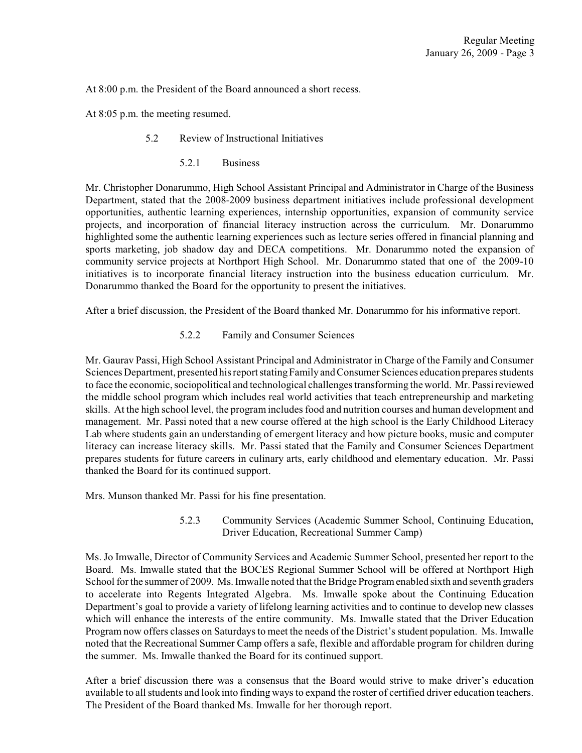At 8:00 p.m. the President of the Board announced a short recess.

At 8:05 p.m. the meeting resumed.

5.2 Review of Instructional Initiatives

5.2.1 Business

Mr. Christopher Donarummo, High School Assistant Principal and Administrator in Charge of the Business Department, stated that the 2008-2009 business department initiatives include professional development opportunities, authentic learning experiences, internship opportunities, expansion of community service projects, and incorporation of financial literacy instruction across the curriculum. Mr. Donarummo highlighted some the authentic learning experiences such as lecture series offered in financial planning and sports marketing, job shadow day and DECA competitions. Mr. Donarummo noted the expansion of community service projects at Northport High School. Mr. Donarummo stated that one of the 2009-10 initiatives is to incorporate financial literacy instruction into the business education curriculum. Mr. Donarummo thanked the Board for the opportunity to present the initiatives.

After a brief discussion, the President of the Board thanked Mr. Donarummo for his informative report.

5.2.2 Family and Consumer Sciences

Mr. Gaurav Passi, High School Assistant Principal and Administrator in Charge of the Family and Consumer Sciences Department, presented his report stating Family and Consumer Sciences education prepares students to face the economic, sociopolitical and technological challenges transforming the world. Mr. Passi reviewed the middle school program which includes real world activities that teach entrepreneurship and marketing skills. At the high school level, the program includes food and nutrition courses and human development and management. Mr. Passi noted that a new course offered at the high school is the Early Childhood Literacy Lab where students gain an understanding of emergent literacy and how picture books, music and computer literacy can increase literacy skills. Mr. Passi stated that the Family and Consumer Sciences Department prepares students for future careers in culinary arts, early childhood and elementary education. Mr. Passi thanked the Board for its continued support.

Mrs. Munson thanked Mr. Passi for his fine presentation.

5.2.3 Community Services (Academic Summer School, Continuing Education, Driver Education, Recreational Summer Camp)

Ms. Jo Imwalle, Director of Community Services and Academic Summer School, presented her report to the Board. Ms. Imwalle stated that the BOCES Regional Summer School will be offered at Northport High School for the summer of 2009. Ms. Imwalle noted that the Bridge Program enabled sixth and seventh graders to accelerate into Regents Integrated Algebra. Ms. Imwalle spoke about the Continuing Education Department's goal to provide a variety of lifelong learning activities and to continue to develop new classes which will enhance the interests of the entire community. Ms. Imwalle stated that the Driver Education Program now offers classes on Saturdays to meet the needs of the District's student population. Ms. Imwalle noted that the Recreational Summer Camp offers a safe, flexible and affordable program for children during the summer. Ms. Imwalle thanked the Board for its continued support.

After a brief discussion there was a consensus that the Board would strive to make driver's education available to all students and look into finding ways to expand the roster of certified driver education teachers. The President of the Board thanked Ms. Imwalle for her thorough report.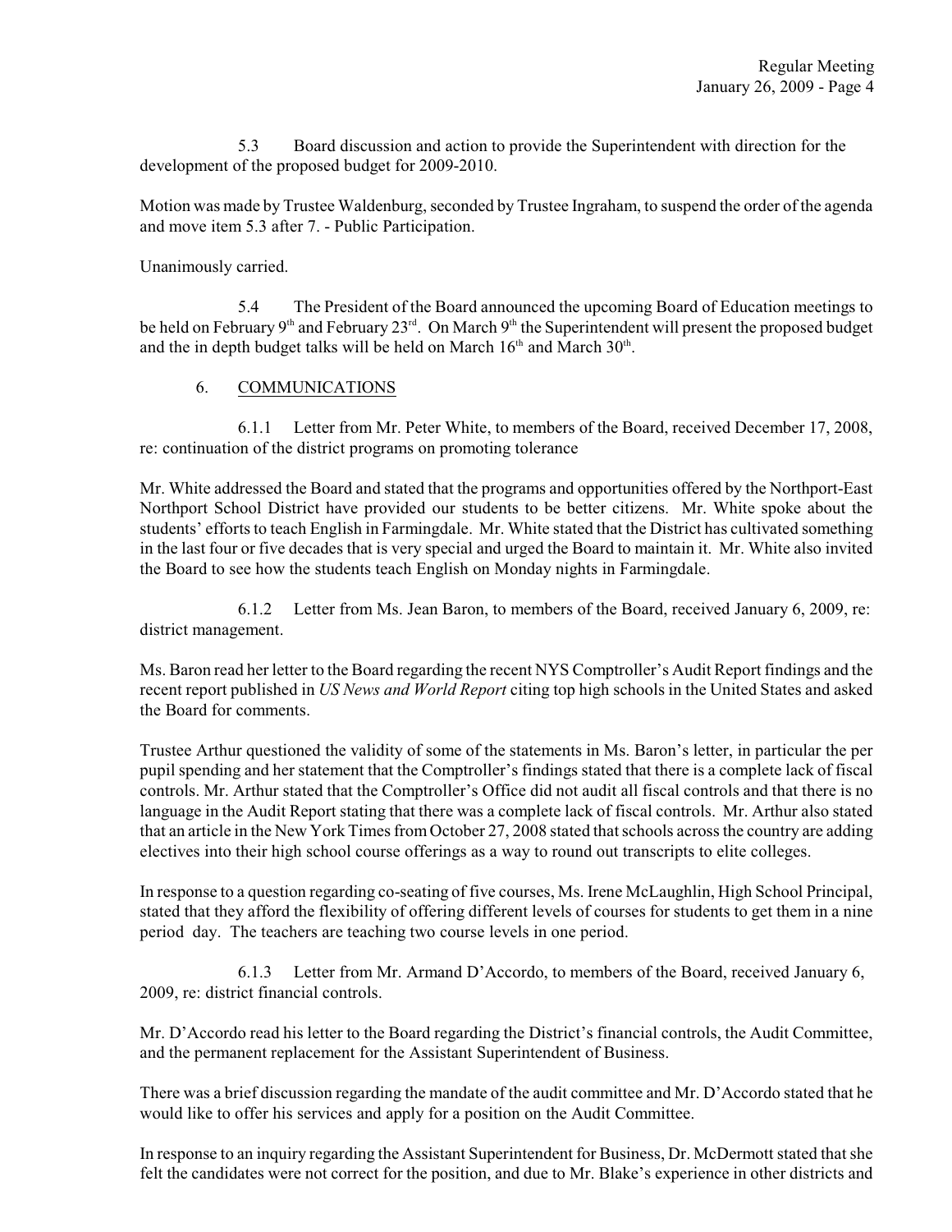5.3 Board discussion and action to provide the Superintendent with direction for the development of the proposed budget for 2009-2010.

Motion was made by Trustee Waldenburg, seconded by Trustee Ingraham, to suspend the order of the agenda and move item 5.3 after 7. - Public Participation.

Unanimously carried.

5.4 The President of the Board announced the upcoming Board of Education meetings to be held on February 9th and February 23rd. On March 9th the Superintendent will present the proposed budget and the in depth budget talks will be held on March 16th and March 30th.

## 6. COMMUNICATIONS

6.1.1 Letter from Mr. Peter White, to members of the Board, received December 17, 2008, re: continuation of the district programs on promoting tolerance

Mr. White addressed the Board and stated that the programs and opportunities offered by the Northport-East Northport School District have provided our students to be better citizens. Mr. White spoke about the students' efforts to teach English in Farmingdale. Mr. White stated that the District has cultivated something in the last four or five decades that is very special and urged the Board to maintain it. Mr. White also invited the Board to see how the students teach English on Monday nights in Farmingdale.

6.1.2 Letter from Ms. Jean Baron, to members of the Board, received January 6, 2009, re: district management.

Ms. Baron read her letter to the Board regarding the recent NYS Comptroller's Audit Report findings and the recent report published in *US News and World Report* citing top high schools in the United States and asked the Board for comments.

Trustee Arthur questioned the validity of some of the statements in Ms. Baron's letter, in particular the per pupil spending and her statement that the Comptroller's findings stated that there is a complete lack of fiscal controls. Mr. Arthur stated that the Comptroller's Office did not audit all fiscal controls and that there is no language in the Audit Report stating that there was a complete lack of fiscal controls. Mr. Arthur also stated that an article in the New York Times from October 27, 2008 stated that schools across the country are adding electives into their high school course offerings as a way to round out transcripts to elite colleges.

In response to a question regarding co-seating of five courses, Ms. Irene McLaughlin, High School Principal, stated that they afford the flexibility of offering different levels of courses for students to get them in a nine period day. The teachers are teaching two course levels in one period.

6.1.3 Letter from Mr. Armand D'Accordo, to members of the Board, received January 6, 2009, re: district financial controls.

Mr. D'Accordo read his letter to the Board regarding the District's financial controls, the Audit Committee, and the permanent replacement for the Assistant Superintendent of Business.

There was a brief discussion regarding the mandate of the audit committee and Mr. D'Accordo stated that he would like to offer his services and apply for a position on the Audit Committee.

In response to an inquiry regarding the Assistant Superintendent for Business, Dr. McDermott stated that she felt the candidates were not correct for the position, and due to Mr. Blake's experience in other districts and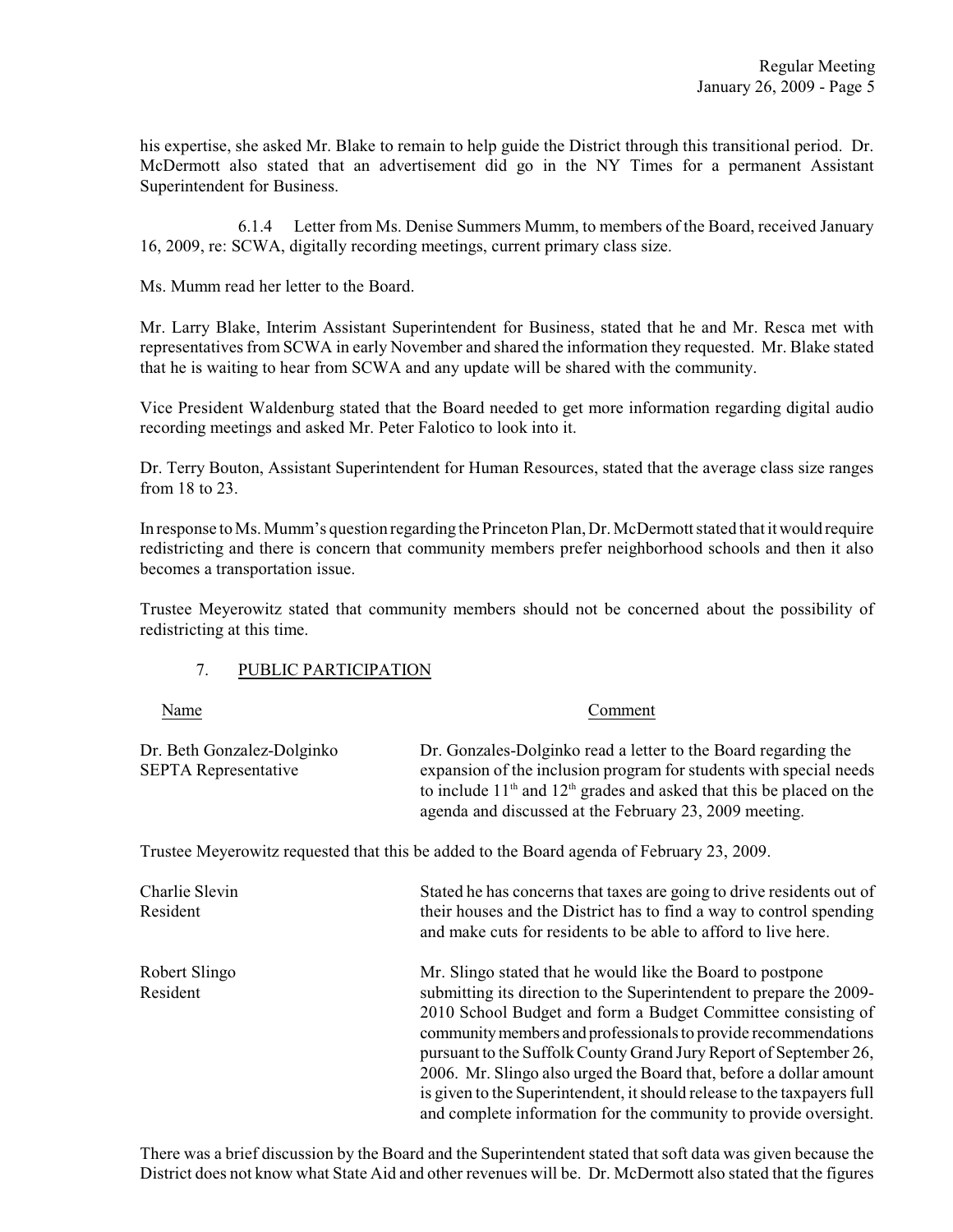his expertise, she asked Mr. Blake to remain to help guide the District through this transitional period. Dr. McDermott also stated that an advertisement did go in the NY Times for a permanent Assistant Superintendent for Business.

6.1.4 Letter from Ms. Denise Summers Mumm, to members of the Board, received January 16, 2009, re: SCWA, digitally recording meetings, current primary class size.

Ms. Mumm read her letter to the Board.

Mr. Larry Blake, Interim Assistant Superintendent for Business, stated that he and Mr. Resca met with representatives from SCWA in early November and shared the information they requested. Mr. Blake stated that he is waiting to hear from SCWA and any update will be shared with the community.

Vice President Waldenburg stated that the Board needed to get more information regarding digital audio recording meetings and asked Mr. Peter Falotico to look into it.

Dr. Terry Bouton, Assistant Superintendent for Human Resources, stated that the average class size ranges from 18 to 23.

In response to Ms. Mumm's question regarding the Princeton Plan, Dr. McDermott stated that it would require redistricting and there is concern that community members prefer neighborhood schools and then it also becomes a transportation issue.

Trustee Meyerowitz stated that community members should not be concerned about the possibility of redistricting at this time.

7. PUBLIC PARTICIPATION

| Name | Comment |
|---|---|
| Dr. Beth Gonzalez-Dolginko<br>SEPTA Representative | Dr. Gonzales-Dolginko read a letter to the Board regarding the expansion of the inclusion program for students with special needs to include 11th and 12th grades and asked that this be placed on the agenda and discussed at the February 23, 2009 meeting. |

Trustee Meyerowitz requested that this be added to the Board agenda of February 23, 2009.

| Name | Comment |
|---|---|
| Charlie Slevin<br>Resident | Stated he has concerns that taxes are going to drive residents out of their houses and the District has to find a way to control spending and make cuts for residents to be able to afford to live here. |
| Robert Slingo<br>Resident | Mr. Slingo stated that he would like the Board to postpone submitting its direction to the Superintendent to prepare the 2009-2010 School Budget and form a Budget Committee consisting of community members and professionals to provide recommendations pursuant to the Suffolk County Grand Jury Report of September 26, 2006. Mr. Slingo also urged the Board that, before a dollar amount is given to the Superintendent, it should release to the taxpayers full and complete information for the community to provide oversight. |

There was a brief discussion by the Board and the Superintendent stated that soft data was given because the District does not know what State Aid and other revenues will be. Dr. McDermott also stated that the figures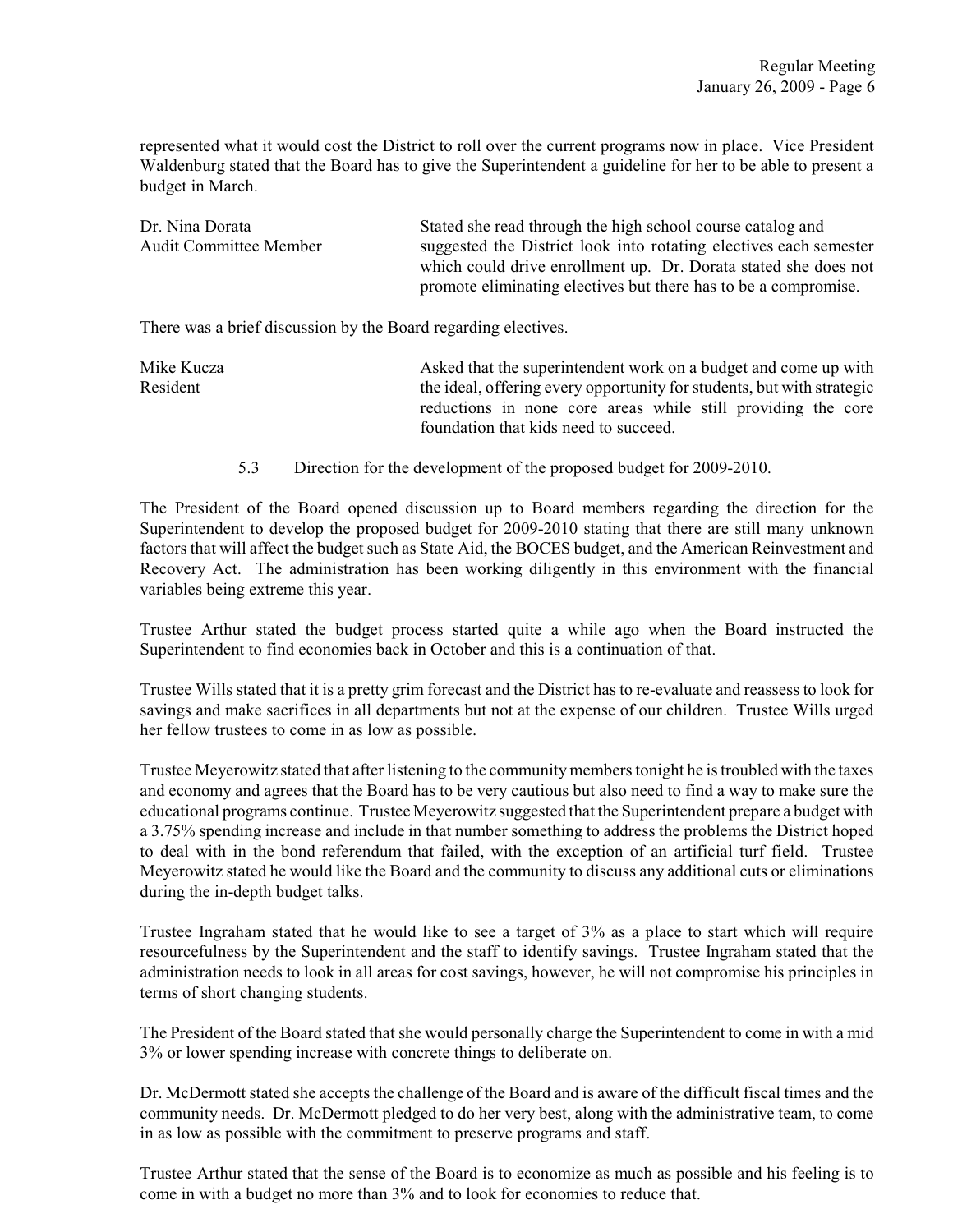represented what it would cost the District to roll over the current programs now in place. Vice President Waldenburg stated that the Board has to give the Superintendent a guideline for her to be able to present a budget in March.

| | |
|---|---|
| Dr. Nina Dorata<br>Audit Committee Member | Stated she read through the high school course catalog and suggested the District look into rotating electives each semester which could drive enrollment up. Dr. Dorata stated she does not promote eliminating electives but there has to be a compromise. |

There was a brief discussion by the Board regarding electives.

| | |
|---|---|
| Mike Kucza<br>Resident | Asked that the superintendent work on a budget and come up with the ideal, offering every opportunity for students, but with strategic reductions in none core areas while still providing the core foundation that kids need to succeed. |

5.3 Direction for the development of the proposed budget for 2009-2010.

The President of the Board opened discussion up to Board members regarding the direction for the Superintendent to develop the proposed budget for 2009-2010 stating that there are still many unknown factors that will affect the budget such as State Aid, the BOCES budget, and the American Reinvestment and Recovery Act. The administration has been working diligently in this environment with the financial variables being extreme this year.

Trustee Arthur stated the budget process started quite a while ago when the Board instructed the Superintendent to find economies back in October and this is a continuation of that.

Trustee Wills stated that it is a pretty grim forecast and the District has to re-evaluate and reassess to look for savings and make sacrifices in all departments but not at the expense of our children. Trustee Wills urged her fellow trustees to come in as low as possible.

Trustee Meyerowitz stated that after listening to the community members tonight he is troubled with the taxes and economy and agrees that the Board has to be very cautious but also need to find a way to make sure the educational programs continue. Trustee Meyerowitz suggested that the Superintendent prepare a budget with a 3.75% spending increase and include in that number something to address the problems the District hoped to deal with in the bond referendum that failed, with the exception of an artificial turf field. Trustee Meyerowitz stated he would like the Board and the community to discuss any additional cuts or eliminations during the in-depth budget talks.

Trustee Ingraham stated that he would like to see a target of 3% as a place to start which will require resourcefulness by the Superintendent and the staff to identify savings. Trustee Ingraham stated that the administration needs to look in all areas for cost savings, however, he will not compromise his principles in terms of short changing students.

The President of the Board stated that she would personally charge the Superintendent to come in with a mid 3% or lower spending increase with concrete things to deliberate on.

Dr. McDermott stated she accepts the challenge of the Board and is aware of the difficult fiscal times and the community needs. Dr. McDermott pledged to do her very best, along with the administrative team, to come in as low as possible with the commitment to preserve programs and staff.

Trustee Arthur stated that the sense of the Board is to economize as much as possible and his feeling is to come in with a budget no more than 3% and to look for economies to reduce that.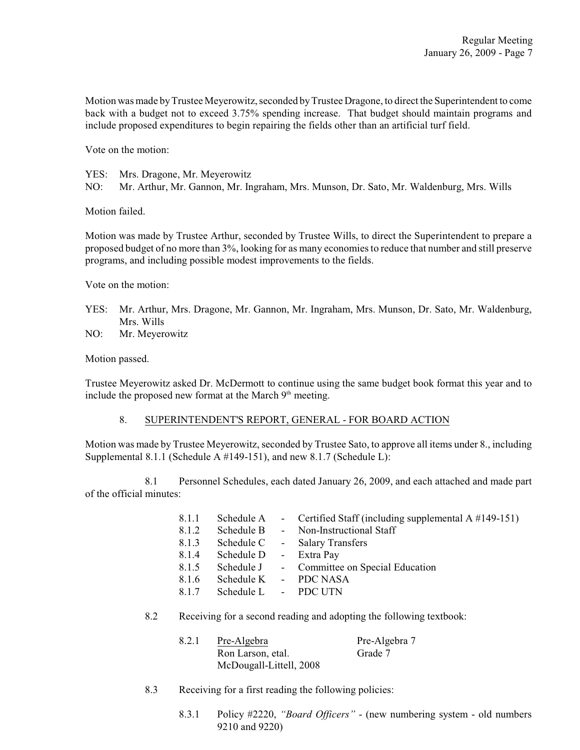Motion was made by Trustee Meyerowitz, seconded by Trustee Dragone, to direct the Superintendent to come back with a budget not to exceed 3.75% spending increase. That budget should maintain programs and include proposed expenditures to begin repairing the fields other than an artificial turf field.

Vote on the motion:

YES: Mrs. Dragone, Mr. Meyerowitz
NO: Mr. Arthur, Mr. Gannon, Mr. Ingraham, Mrs. Munson, Dr. Sato, Mr. Waldenburg, Mrs. Wills

Motion failed.

Motion was made by Trustee Arthur, seconded by Trustee Wills, to direct the Superintendent to prepare a proposed budget of no more than 3%, looking for as many economies to reduce that number and still preserve programs, and including possible modest improvements to the fields.

Vote on the motion:

YES: Mr. Arthur, Mrs. Dragone, Mr. Gannon, Mr. Ingraham, Mrs. Munson, Dr. Sato, Mr. Waldenburg, Mrs. Wills
NO: Mr. Meyerowitz

Motion passed.

Trustee Meyerowitz asked Dr. McDermott to continue using the same budget book format this year and to include the proposed new format at the March 9th meeting.

## 8. SUPERINTENDENT'S REPORT, GENERAL - FOR BOARD ACTION

Motion was made by Trustee Meyerowitz, seconded by Trustee Sato, to approve all items under 8., including Supplemental 8.1.1 (Schedule A #149-151), and new 8.1.7 (Schedule L):

8.1 Personnel Schedules, each dated January 26, 2009, and each attached and made part of the official minutes:

- 8.1.1 Schedule A - Certified Staff (including supplemental A #149-151)
- 8.1.2 Schedule B - Non-Instructional Staff
- 8.1.3 Schedule C - Salary Transfers
- 8.1.4 Schedule D - Extra Pay
- 8.1.5 Schedule J - Committee on Special Education
- 8.1.6 Schedule K - PDC NASA
- 8.1.7 Schedule L - PDC UTN

8.2 Receiving for a second reading and adopting the following textbook:

8.2.1 Pre-Algebra, Ron Larson, etal., McDougall-Littell, 2008 — Pre-Algebra 7, Grade 7

8.3 Receiving for a first reading the following policies:

8.3.1 Policy #2220, *"Board Officers"* - (new numbering system - old numbers 9210 and 9220)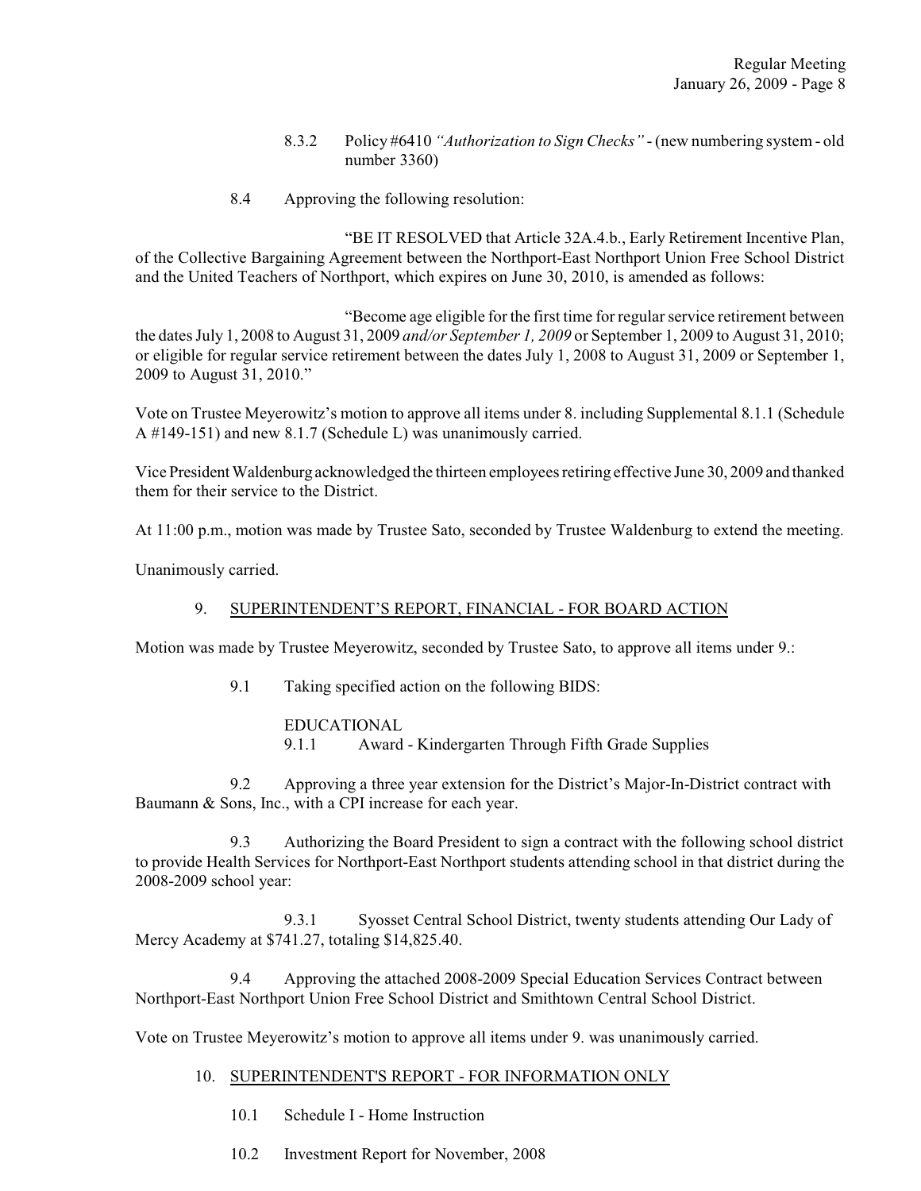8.3.2 Policy #6410 *"Authorization to Sign Checks"* - (new numbering system - old number 3360)

8.4 Approving the following resolution:

"BE IT RESOLVED that Article 32A.4.b., Early Retirement Incentive Plan, of the Collective Bargaining Agreement between the Northport-East Northport Union Free School District and the United Teachers of Northport, which expires on June 30, 2010, is amended as follows:

"Become age eligible for the first time for regular service retirement between the dates July 1, 2008 to August 31, 2009 *and/or September 1, 2009* or September 1, 2009 to August 31, 2010; or eligible for regular service retirement between the dates July 1, 2008 to August 31, 2009 or September 1, 2009 to August 31, 2010."

Vote on Trustee Meyerowitz's motion to approve all items under 8. including Supplemental 8.1.1 (Schedule A #149-151) and new 8.1.7 (Schedule L) was unanimously carried.

Vice President Waldenburg acknowledged the thirteen employees retiring effective June 30, 2009 and thanked them for their service to the District.

At 11:00 p.m., motion was made by Trustee Sato, seconded by Trustee Waldenburg to extend the meeting.

Unanimously carried.

9. <u>SUPERINTENDENT'S REPORT, FINANCIAL - FOR BOARD ACTION</u>

Motion was made by Trustee Meyerowitz, seconded by Trustee Sato, to approve all items under 9.:

9.1 Taking specified action on the following BIDS:

EDUCATIONAL
9.1.1 Award - Kindergarten Through Fifth Grade Supplies

9.2 Approving a three year extension for the District's Major-In-District contract with Baumann & Sons, Inc., with a CPI increase for each year.

9.3 Authorizing the Board President to sign a contract with the following school district to provide Health Services for Northport-East Northport students attending school in that district during the 2008-2009 school year:

9.3.1 Syosset Central School District, twenty students attending Our Lady of Mercy Academy at $741.27, totaling $14,825.40.

9.4 Approving the attached 2008-2009 Special Education Services Contract between Northport-East Northport Union Free School District and Smithtown Central School District.

Vote on Trustee Meyerowitz's motion to approve all items under 9. was unanimously carried.

10. <u>SUPERINTENDENT'S REPORT - FOR INFORMATION ONLY</u>

10.1 Schedule I - Home Instruction

10.2 Investment Report for November, 2008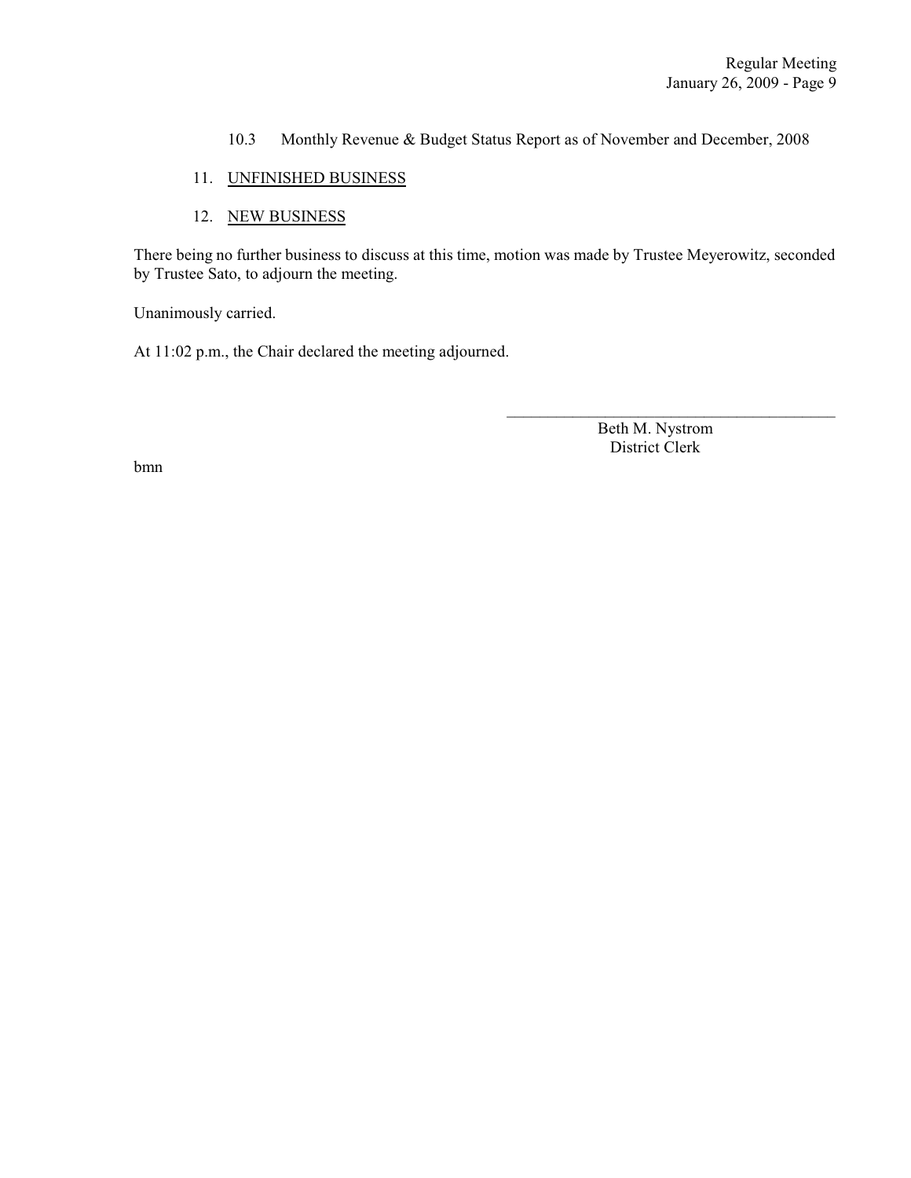10.3 Monthly Revenue & Budget Status Report as of November and December, 2008

11. UNFINISHED BUSINESS

12. NEW BUSINESS

There being no further business to discuss at this time, motion was made by Trustee Meyerowitz, seconded by Trustee Sato, to adjourn the meeting.

Unanimously carried.

At 11:02 p.m., the Chair declared the meeting adjourned.

\_\_\_\_\_\_\_\_\_\_\_\_\_\_\_\_\_\_\_\_\_\_\_\_\_\_\_\_\_\_\_\_\_\_\_\_\_\_\_\_

Beth M. Nystrom
District Clerk

bmn